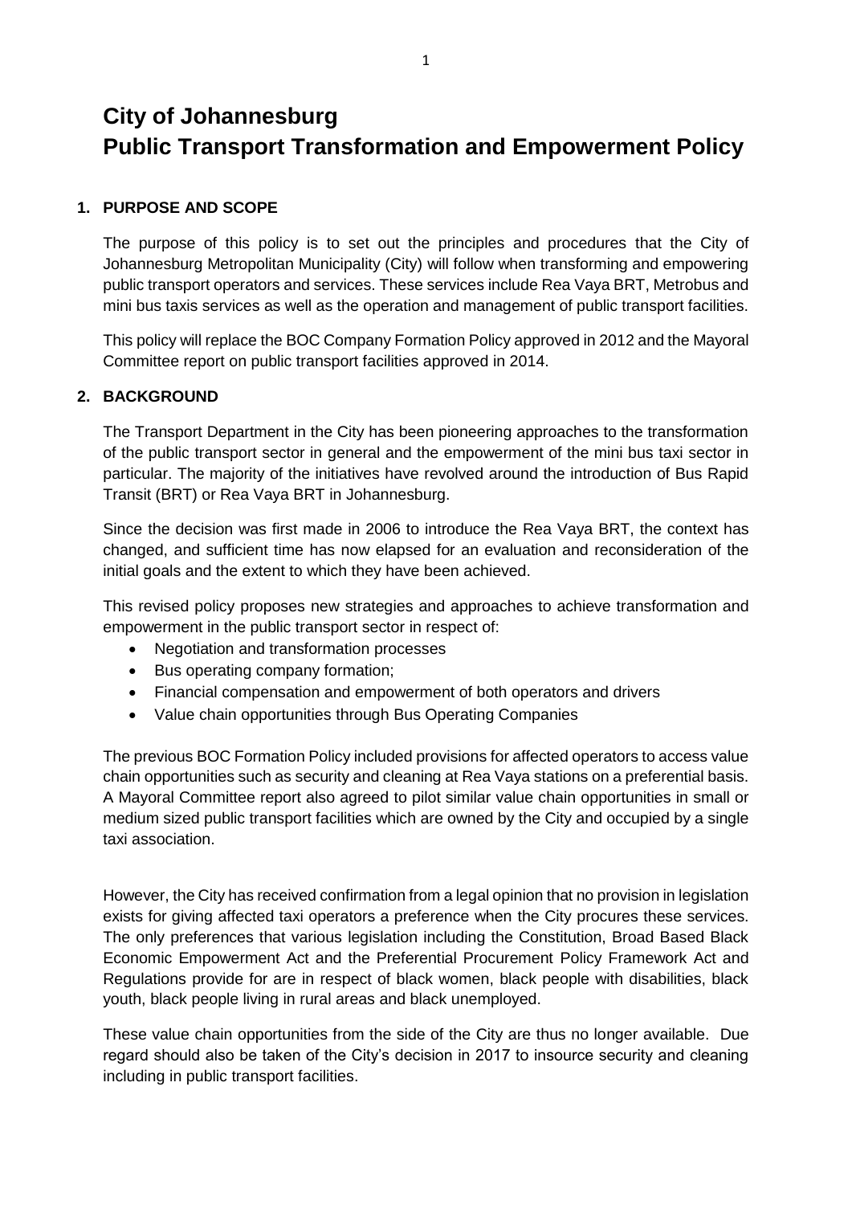# City of Johannesburg
# Public Transport Transformation and Empowerment Policy

## 1. PURPOSE AND SCOPE

The purpose of this policy is to set out the principles and procedures that the City of Johannesburg Metropolitan Municipality (City) will follow when transforming and empowering public transport operators and services. These services include Rea Vaya BRT, Metrobus and mini bus taxis services as well as the operation and management of public transport facilities.

This policy will replace the BOC Company Formation Policy approved in 2012 and the Mayoral Committee report on public transport facilities approved in 2014.

## 2. BACKGROUND

The Transport Department in the City has been pioneering approaches to the transformation of the public transport sector in general and the empowerment of the mini bus taxi sector in particular. The majority of the initiatives have revolved around the introduction of Bus Rapid Transit (BRT) or Rea Vaya BRT in Johannesburg.

Since the decision was first made in 2006 to introduce the Rea Vaya BRT, the context has changed, and sufficient time has now elapsed for an evaluation and reconsideration of the initial goals and the extent to which they have been achieved.

This revised policy proposes new strategies and approaches to achieve transformation and empowerment in the public transport sector in respect of:

- Negotiation and transformation processes
- Bus operating company formation;
- Financial compensation and empowerment of both operators and drivers
- Value chain opportunities through Bus Operating Companies

The previous BOC Formation Policy included provisions for affected operators to access value chain opportunities such as security and cleaning at Rea Vaya stations on a preferential basis. A Mayoral Committee report also agreed to pilot similar value chain opportunities in small or medium sized public transport facilities which are owned by the City and occupied by a single taxi association.

However, the City has received confirmation from a legal opinion that no provision in legislation exists for giving affected taxi operators a preference when the City procures these services. The only preferences that various legislation including the Constitution, Broad Based Black Economic Empowerment Act and the Preferential Procurement Policy Framework Act and Regulations provide for are in respect of black women, black people with disabilities, black youth, black people living in rural areas and black unemployed.

These value chain opportunities from the side of the City are thus no longer available. Due regard should also be taken of the City's decision in 2017 to insource security and cleaning including in public transport facilities.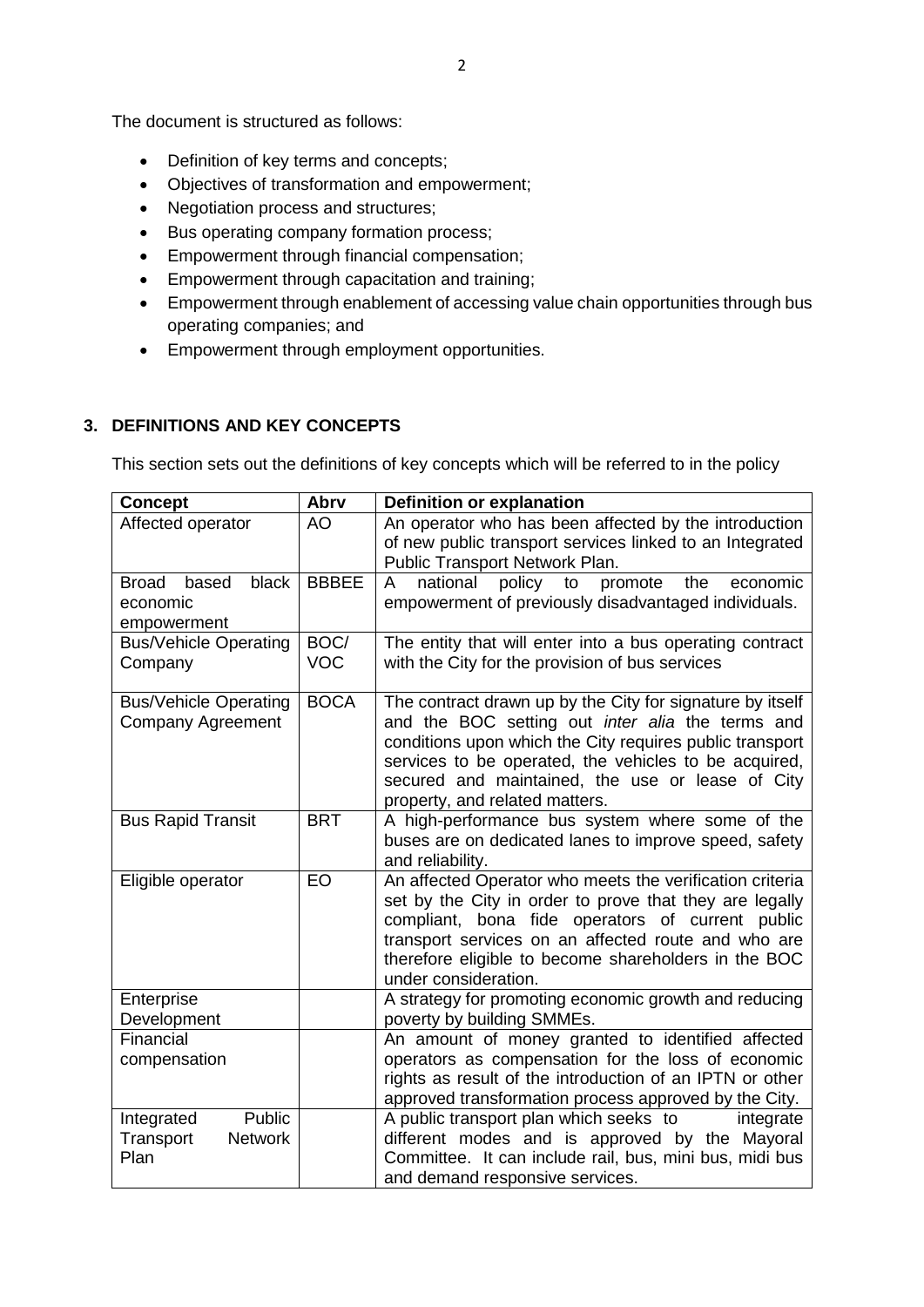The document is structured as follows:

- Definition of key terms and concepts;
- Objectives of transformation and empowerment;
- Negotiation process and structures;
- Bus operating company formation process;
- Empowerment through financial compensation;
- Empowerment through capacitation and training;
- Empowerment through enablement of accessing value chain opportunities through bus operating companies; and
- Empowerment through employment opportunities.

## 3. DEFINITIONS AND KEY CONCEPTS

This section sets out the definitions of key concepts which will be referred to in the policy

| Concept | Abrv | Definition or explanation |
|---|---|---|
| Affected operator | AO | An operator who has been affected by the introduction of new public transport services linked to an Integrated Public Transport Network Plan. |
| Broad based black economic empowerment | BBBEE | A national policy to promote the economic empowerment of previously disadvantaged individuals. |
| Bus/Vehicle Operating Company | BOC/ VOC | The entity that will enter into a bus operating contract with the City for the provision of bus services |
| Bus/Vehicle Operating Company Agreement | BOCA | The contract drawn up by the City for signature by itself and the BOC setting out *inter alia* the terms and conditions upon which the City requires public transport services to be operated, the vehicles to be acquired, secured and maintained, the use or lease of City property, and related matters. |
| Bus Rapid Transit | BRT | A high-performance bus system where some of the buses are on dedicated lanes to improve speed, safety and reliability. |
| Eligible operator | EO | An affected Operator who meets the verification criteria set by the City in order to prove that they are legally compliant, bona fide operators of current public transport services on an affected route and who are therefore eligible to become shareholders in the BOC under consideration. |
| Enterprise Development | | A strategy for promoting economic growth and reducing poverty by building SMMEs. |
| Financial compensation | | An amount of money granted to identified affected operators as compensation for the loss of economic rights as result of the introduction of an IPTN or other approved transformation process approved by the City. |
| Integrated Public Transport Network Plan | | A public transport plan which seeks to integrate different modes and is approved by the Mayoral Committee. It can include rail, bus, mini bus, midi bus and demand responsive services. |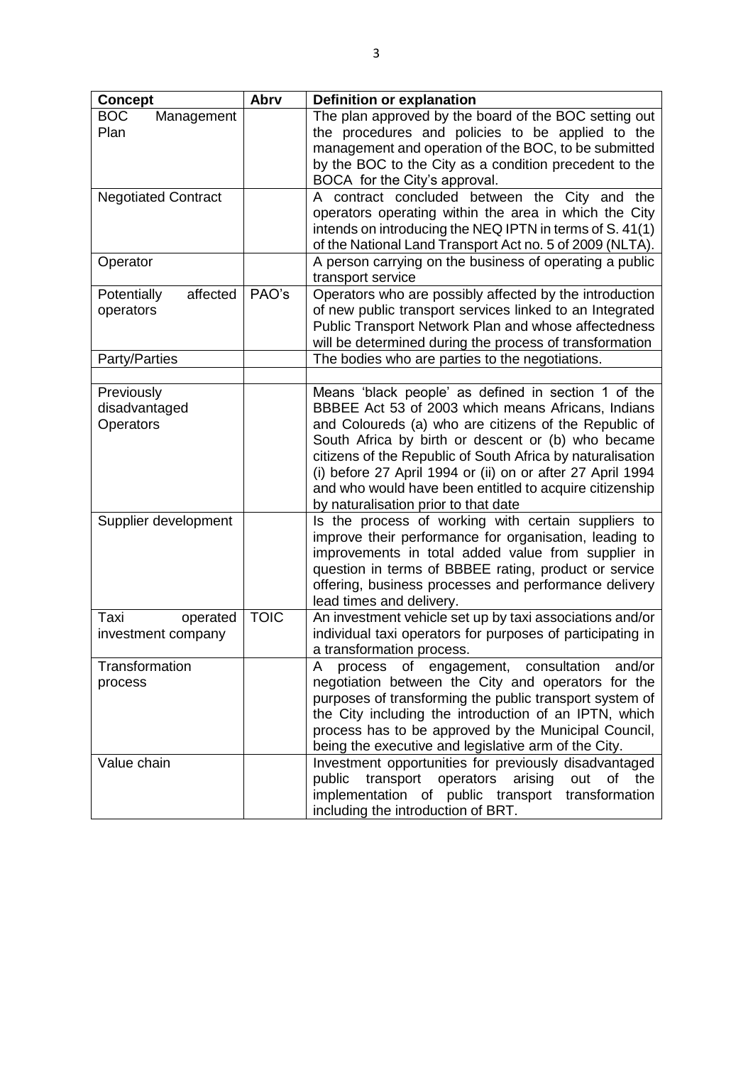| Concept | Abrv | Definition or explanation |
|---|---|---|
| BOC Management Plan | | The plan approved by the board of the BOC setting out the procedures and policies to be applied to the management and operation of the BOC, to be submitted by the BOC to the City as a condition precedent to the BOCA for the City's approval. |
| Negotiated Contract | | A contract concluded between the City and the operators operating within the area in which the City intends on introducing the NEQ IPTN in terms of S. 41(1) of the National Land Transport Act no. 5 of 2009 (NLTA). |
| Operator | | A person carrying on the business of operating a public transport service |
| Potentially affected operators | PAO's | Operators who are possibly affected by the introduction of new public transport services linked to an Integrated Public Transport Network Plan and whose affectedness will be determined during the process of transformation |
| Party/Parties | | The bodies who are parties to the negotiations. |
| | | |
| Previously disadvantaged Operators | | Means 'black people' as defined in section 1 of the BBBEE Act 53 of 2003 which means Africans, Indians and Coloureds (a) who are citizens of the Republic of South Africa by birth or descent or (b) who became citizens of the Republic of South Africa by naturalisation (i) before 27 April 1994 or (ii) on or after 27 April 1994 and who would have been entitled to acquire citizenship by naturalisation prior to that date |
| Supplier development | | Is the process of working with certain suppliers to improve their performance for organisation, leading to improvements in total added value from supplier in question in terms of BBBEE rating, product or service offering, business processes and performance delivery lead times and delivery. |
| Taxi operated investment company | TOIC | An investment vehicle set up by taxi associations and/or individual taxi operators for purposes of participating in a transformation process. |
| Transformation process | | A process of engagement, consultation and/or negotiation between the City and operators for the purposes of transforming the public transport system of the City including the introduction of an IPTN, which process has to be approved by the Municipal Council, being the executive and legislative arm of the City. |
| Value chain | | Investment opportunities for previously disadvantaged public transport operators arising out of the implementation of public transport transformation including the introduction of BRT. |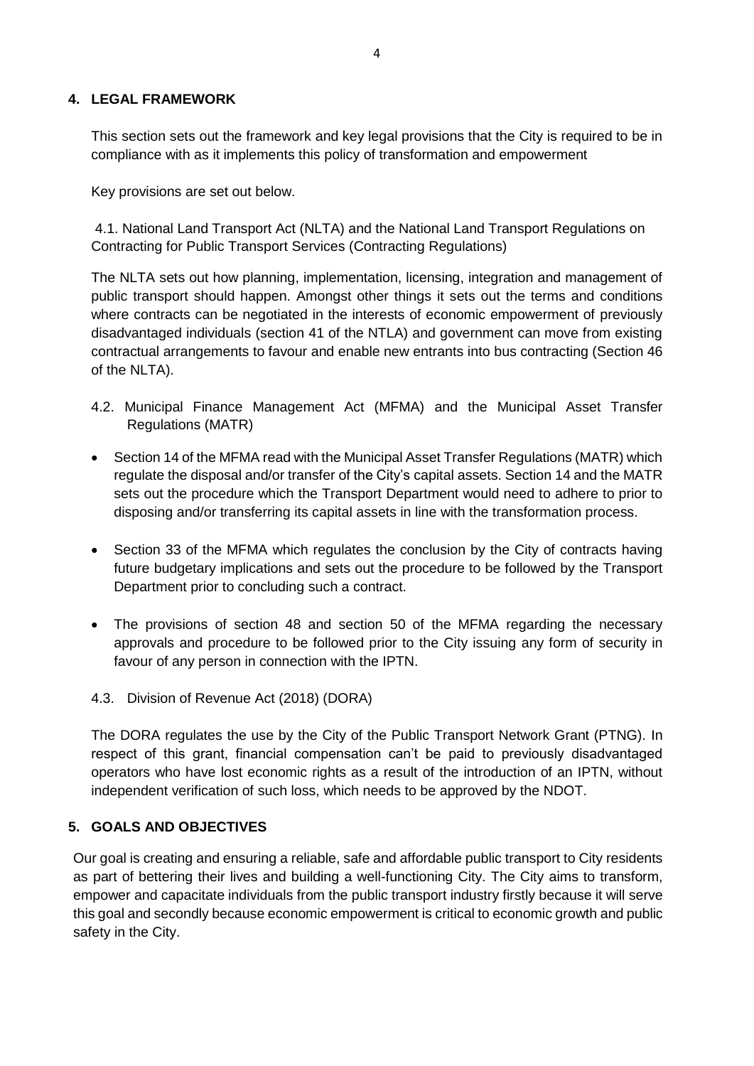## 4. LEGAL FRAMEWORK

This section sets out the framework and key legal provisions that the City is required to be in compliance with as it implements this policy of transformation and empowerment

Key provisions are set out below.

### 4.1. National Land Transport Act (NLTA) and the National Land Transport Regulations on Contracting for Public Transport Services (Contracting Regulations)

The NLTA sets out how planning, implementation, licensing, integration and management of public transport should happen. Amongst other things it sets out the terms and conditions where contracts can be negotiated in the interests of economic empowerment of previously disadvantaged individuals (section 41 of the NTLA) and government can move from existing contractual arrangements to favour and enable new entrants into bus contracting (Section 46 of the NLTA).

### 4.2. Municipal Finance Management Act (MFMA) and the Municipal Asset Transfer Regulations (MATR)

- Section 14 of the MFMA read with the Municipal Asset Transfer Regulations (MATR) which regulate the disposal and/or transfer of the City's capital assets. Section 14 and the MATR sets out the procedure which the Transport Department would need to adhere to prior to disposing and/or transferring its capital assets in line with the transformation process.
- Section 33 of the MFMA which regulates the conclusion by the City of contracts having future budgetary implications and sets out the procedure to be followed by the Transport Department prior to concluding such a contract.
- The provisions of section 48 and section 50 of the MFMA regarding the necessary approvals and procedure to be followed prior to the City issuing any form of security in favour of any person in connection with the IPTN.

### 4.3. Division of Revenue Act (2018) (DORA)

The DORA regulates the use by the City of the Public Transport Network Grant (PTNG). In respect of this grant, financial compensation can't be paid to previously disadvantaged operators who have lost economic rights as a result of the introduction of an IPTN, without independent verification of such loss, which needs to be approved by the NDOT.

## 5. GOALS AND OBJECTIVES

Our goal is creating and ensuring a reliable, safe and affordable public transport to City residents as part of bettering their lives and building a well-functioning City. The City aims to transform, empower and capacitate individuals from the public transport industry firstly because it will serve this goal and secondly because economic empowerment is critical to economic growth and public safety in the City.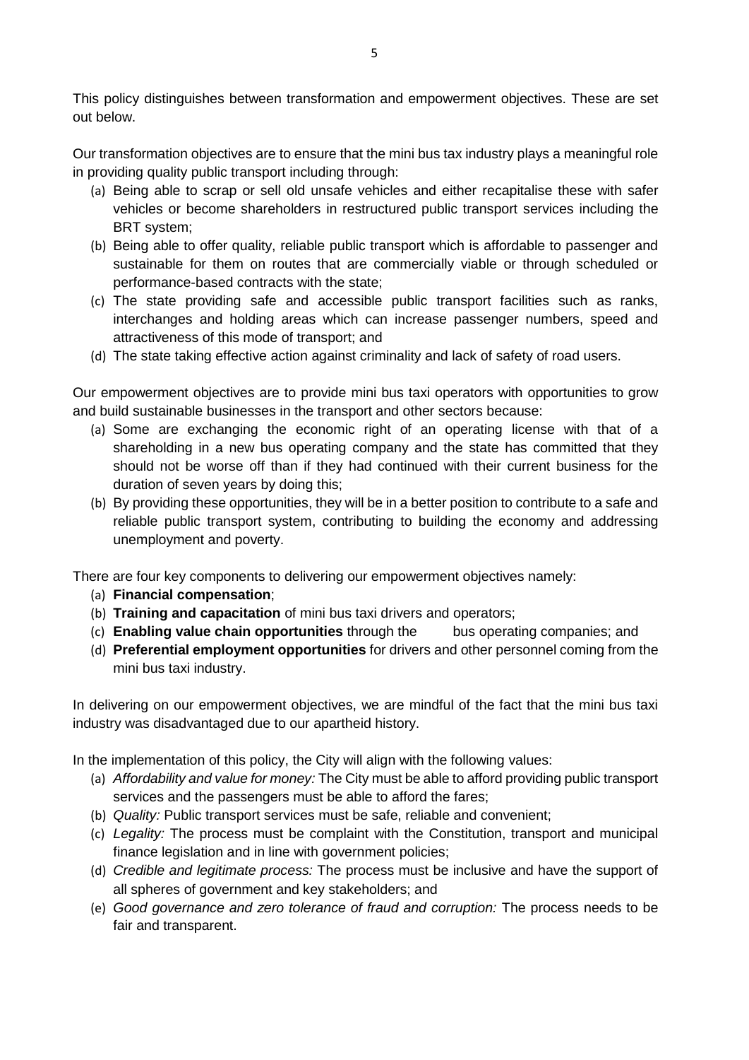This policy distinguishes between transformation and empowerment objectives. These are set out below.

Our transformation objectives are to ensure that the mini bus tax industry plays a meaningful role in providing quality public transport including through:

(a) Being able to scrap or sell old unsafe vehicles and either recapitalise these with safer vehicles or become shareholders in restructured public transport services including the BRT system;
(b) Being able to offer quality, reliable public transport which is affordable to passenger and sustainable for them on routes that are commercially viable or through scheduled or performance-based contracts with the state;
(c) The state providing safe and accessible public transport facilities such as ranks, interchanges and holding areas which can increase passenger numbers, speed and attractiveness of this mode of transport; and
(d) The state taking effective action against criminality and lack of safety of road users.

Our empowerment objectives are to provide mini bus taxi operators with opportunities to grow and build sustainable businesses in the transport and other sectors because:

(a) Some are exchanging the economic right of an operating license with that of a shareholding in a new bus operating company and the state has committed that they should not be worse off than if they had continued with their current business for the duration of seven years by doing this;
(b) By providing these opportunities, they will be in a better position to contribute to a safe and reliable public transport system, contributing to building the economy and addressing unemployment and poverty.

There are four key components to delivering our empowerment objectives namely:

(a) **Financial compensation**;
(b) **Training and capacitation** of mini bus taxi drivers and operators;
(c) **Enabling value chain opportunities** through the bus operating companies; and
(d) **Preferential employment opportunities** for drivers and other personnel coming from the mini bus taxi industry.

In delivering on our empowerment objectives, we are mindful of the fact that the mini bus taxi industry was disadvantaged due to our apartheid history.

In the implementation of this policy, the City will align with the following values:

(a) *Affordability and value for money:* The City must be able to afford providing public transport services and the passengers must be able to afford the fares;
(b) *Quality:* Public transport services must be safe, reliable and convenient;
(c) *Legality:* The process must be complaint with the Constitution, transport and municipal finance legislation and in line with government policies;
(d) *Credible and legitimate process:* The process must be inclusive and have the support of all spheres of government and key stakeholders; and
(e) *Good governance and zero tolerance of fraud and corruption:* The process needs to be fair and transparent.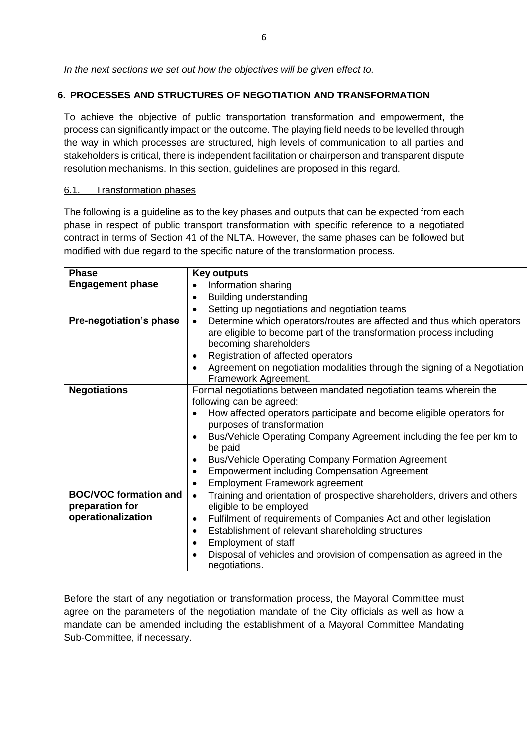*In the next sections we set out how the objectives will be given effect to.*

## 6. PROCESSES AND STRUCTURES OF NEGOTIATION AND TRANSFORMATION

To achieve the objective of public transportation transformation and empowerment, the process can significantly impact on the outcome. The playing field needs to be levelled through the way in which processes are structured, high levels of communication to all parties and stakeholders is critical, there is independent facilitation or chairperson and transparent dispute resolution mechanisms. In this section, guidelines are proposed in this regard.

### 6.1. Transformation phases

The following is a guideline as to the key phases and outputs that can be expected from each phase in respect of public transport transformation with specific reference to a negotiated contract in terms of Section 41 of the NLTA. However, the same phases can be followed but modified with due regard to the specific nature of the transformation process.

| Phase | Key outputs |
|---|---|
| **Engagement phase** | • Information sharing<br>• Building understanding<br>• Setting up negotiations and negotiation teams |
| **Pre-negotiation's phase** | • Determine which operators/routes are affected and thus which operators are eligible to become part of the transformation process including becoming shareholders<br>• Registration of affected operators<br>• Agreement on negotiation modalities through the signing of a Negotiation Framework Agreement. |
| **Negotiations** | Formal negotiations between mandated negotiation teams wherein the following can be agreed:<br>• How affected operators participate and become eligible operators for purposes of transformation<br>• Bus/Vehicle Operating Company Agreement including the fee per km to be paid<br>• Bus/Vehicle Operating Company Formation Agreement<br>• Empowerment including Compensation Agreement<br>• Employment Framework agreement |
| **BOC/VOC formation and preparation for operationalization** | • Training and orientation of prospective shareholders, drivers and others eligible to be employed<br>• Fulfilment of requirements of Companies Act and other legislation<br>• Establishment of relevant shareholding structures<br>• Employment of staff<br>• Disposal of vehicles and provision of compensation as agreed in the negotiations. |

Before the start of any negotiation or transformation process, the Mayoral Committee must agree on the parameters of the negotiation mandate of the City officials as well as how a mandate can be amended including the establishment of a Mayoral Committee Mandating Sub-Committee, if necessary.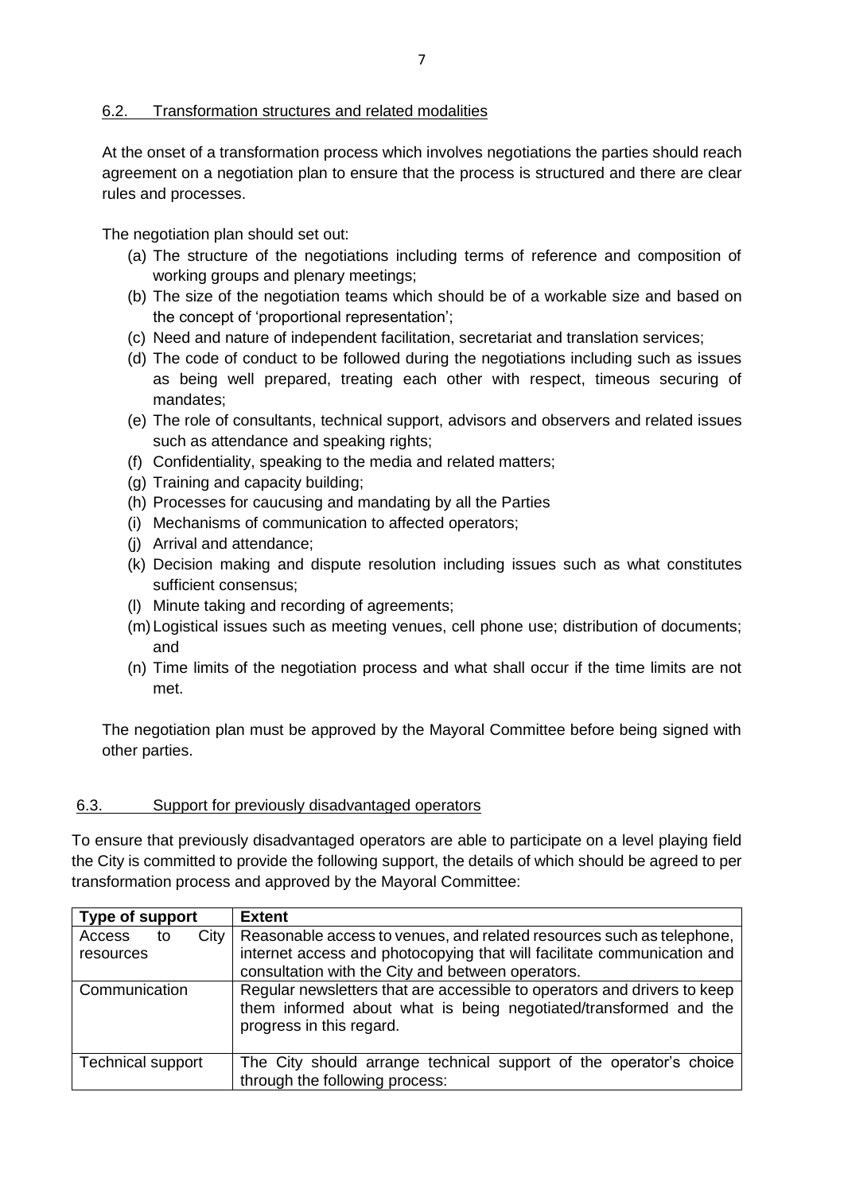### 6.2. Transformation structures and related modalities

At the onset of a transformation process which involves negotiations the parties should reach agreement on a negotiation plan to ensure that the process is structured and there are clear rules and processes.

The negotiation plan should set out:

(a) The structure of the negotiations including terms of reference and composition of working groups and plenary meetings;
(b) The size of the negotiation teams which should be of a workable size and based on the concept of 'proportional representation';
(c) Need and nature of independent facilitation, secretariat and translation services;
(d) The code of conduct to be followed during the negotiations including such as issues as being well prepared, treating each other with respect, timeous securing of mandates;
(e) The role of consultants, technical support, advisors and observers and related issues such as attendance and speaking rights;
(f) Confidentiality, speaking to the media and related matters;
(g) Training and capacity building;
(h) Processes for caucusing and mandating by all the Parties
(i) Mechanisms of communication to affected operators;
(j) Arrival and attendance;
(k) Decision making and dispute resolution including issues such as what constitutes sufficient consensus;
(l) Minute taking and recording of agreements;
(m) Logistical issues such as meeting venues, cell phone use; distribution of documents; and
(n) Time limits of the negotiation process and what shall occur if the time limits are not met.

The negotiation plan must be approved by the Mayoral Committee before being signed with other parties.

### 6.3. Support for previously disadvantaged operators

To ensure that previously disadvantaged operators are able to participate on a level playing field the City is committed to provide the following support, the details of which should be agreed to per transformation process and approved by the Mayoral Committee:

| Type of support | Extent |
|---|---|
| Access to City resources | Reasonable access to venues, and related resources such as telephone, internet access and photocopying that will facilitate communication and consultation with the City and between operators. |
| Communication | Regular newsletters that are accessible to operators and drivers to keep them informed about what is being negotiated/transformed and the progress in this regard. |
| Technical support | The City should arrange technical support of the operator's choice through the following process: |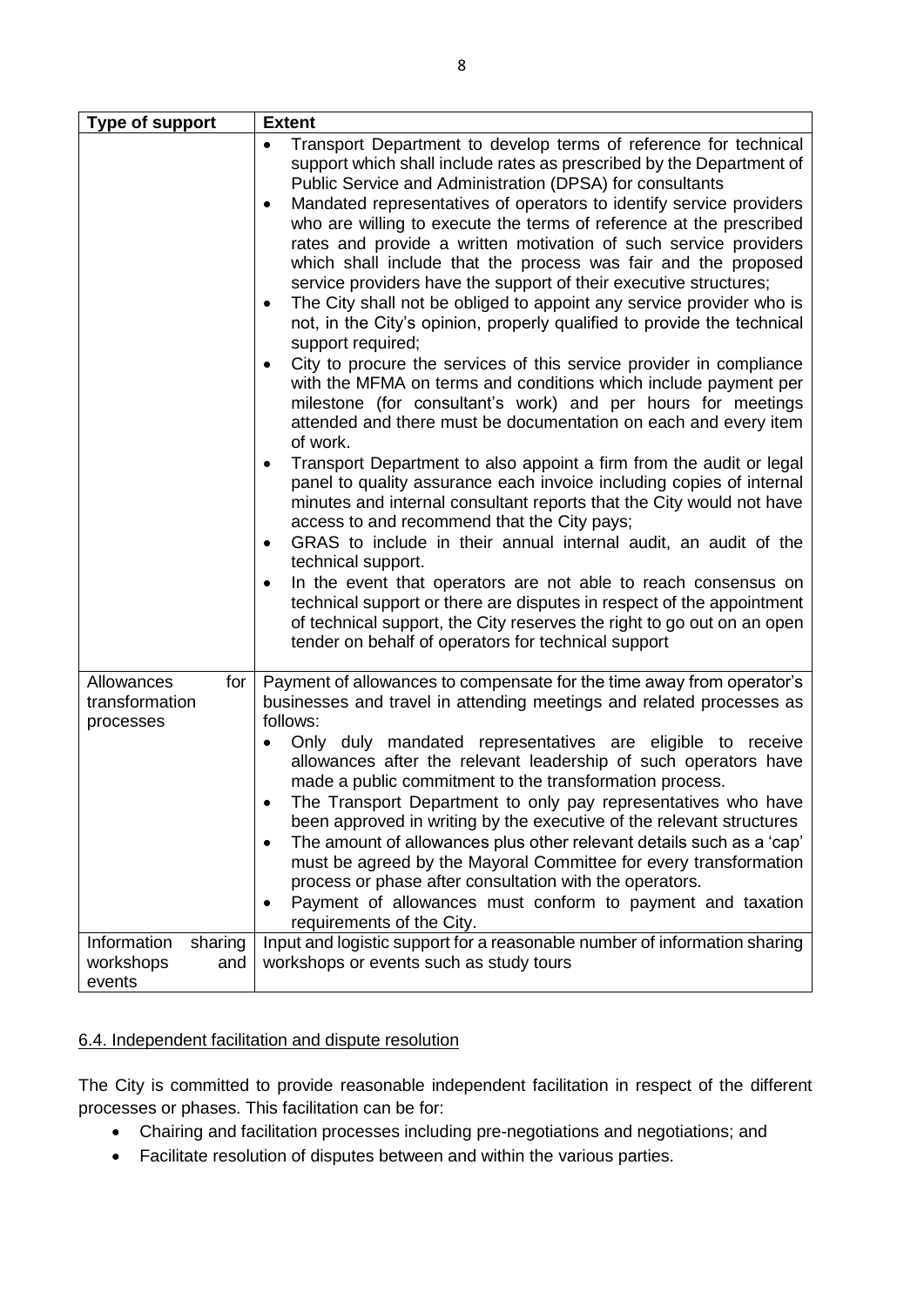| Type of support | Extent |
|---|---|
| | • Transport Department to develop terms of reference for technical support which shall include rates as prescribed by the Department of Public Service and Administration (DPSA) for consultants<br>• Mandated representatives of operators to identify service providers who are willing to execute the terms of reference at the prescribed rates and provide a written motivation of such service providers which shall include that the process was fair and the proposed service providers have the support of their executive structures;<br>• The City shall not be obliged to appoint any service provider who is not, in the City's opinion, properly qualified to provide the technical support required;<br>• City to procure the services of this service provider in compliance with the MFMA on terms and conditions which include payment per milestone (for consultant's work) and per hours for meetings attended and there must be documentation on each and every item of work.<br>• Transport Department to also appoint a firm from the audit or legal panel to quality assurance each invoice including copies of internal minutes and internal consultant reports that the City would not have access to and recommend that the City pays;<br>• GRAS to include in their annual internal audit, an audit of the technical support.<br>• In the event that operators are not able to reach consensus on technical support or there are disputes in respect of the appointment of technical support, the City reserves the right to go out on an open tender on behalf of operators for technical support |
| Allowances for transformation processes | Payment of allowances to compensate for the time away from operator's businesses and travel in attending meetings and related processes as follows:<br>• Only duly mandated representatives are eligible to receive allowances after the relevant leadership of such operators have made a public commitment to the transformation process.<br>• The Transport Department to only pay representatives who have been approved in writing by the executive of the relevant structures<br>• The amount of allowances plus other relevant details such as a 'cap' must be agreed by the Mayoral Committee for every transformation process or phase after consultation with the operators.<br>• Payment of allowances must conform to payment and taxation requirements of the City. |
| Information sharing workshops and events | Input and logistic support for a reasonable number of information sharing workshops or events such as study tours |

6.4. Independent facilitation and dispute resolution

The City is committed to provide reasonable independent facilitation in respect of the different processes or phases. This facilitation can be for:

- Chairing and facilitation processes including pre-negotiations and negotiations; and
- Facilitate resolution of disputes between and within the various parties.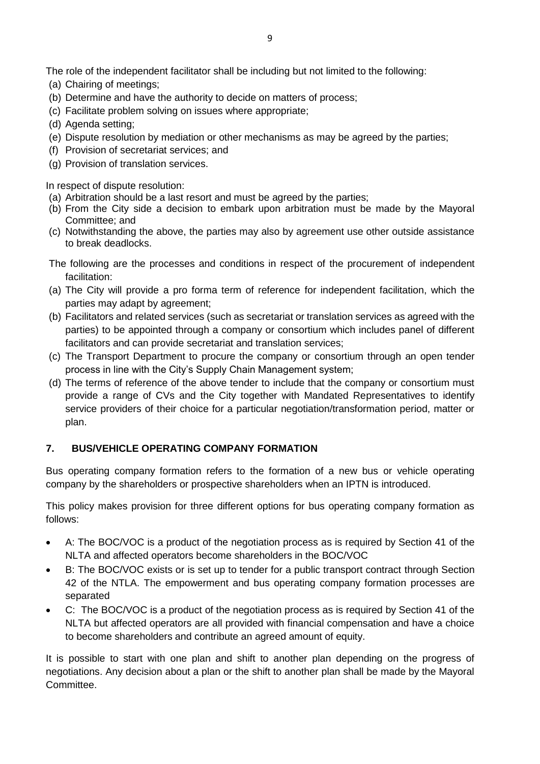The role of the independent facilitator shall be including but not limited to the following:

(a) Chairing of meetings;
(b) Determine and have the authority to decide on matters of process;
(c) Facilitate problem solving on issues where appropriate;
(d) Agenda setting;
(e) Dispute resolution by mediation or other mechanisms as may be agreed by the parties;
(f) Provision of secretariat services; and
(g) Provision of translation services.

In respect of dispute resolution:

(a) Arbitration should be a last resort and must be agreed by the parties;
(b) From the City side a decision to embark upon arbitration must be made by the Mayoral Committee; and
(c) Notwithstanding the above, the parties may also by agreement use other outside assistance to break deadlocks.

The following are the processes and conditions in respect of the procurement of independent facilitation:

(a) The City will provide a pro forma term of reference for independent facilitation, which the parties may adapt by agreement;
(b) Facilitators and related services (such as secretariat or translation services as agreed with the parties) to be appointed through a company or consortium which includes panel of different facilitators and can provide secretariat and translation services;
(c) The Transport Department to procure the company or consortium through an open tender process in line with the City's Supply Chain Management system;
(d) The terms of reference of the above tender to include that the company or consortium must provide a range of CVs and the City together with Mandated Representatives to identify service providers of their choice for a particular negotiation/transformation period, matter or plan.

## 7. BUS/VEHICLE OPERATING COMPANY FORMATION

Bus operating company formation refers to the formation of a new bus or vehicle operating company by the shareholders or prospective shareholders when an IPTN is introduced.

This policy makes provision for three different options for bus operating company formation as follows:

- A: The BOC/VOC is a product of the negotiation process as is required by Section 41 of the NLTA and affected operators become shareholders in the BOC/VOC
- B: The BOC/VOC exists or is set up to tender for a public transport contract through Section 42 of the NTLA. The empowerment and bus operating company formation processes are separated
- C: The BOC/VOC is a product of the negotiation process as is required by Section 41 of the NLTA but affected operators are all provided with financial compensation and have a choice to become shareholders and contribute an agreed amount of equity.

It is possible to start with one plan and shift to another plan depending on the progress of negotiations. Any decision about a plan or the shift to another plan shall be made by the Mayoral Committee.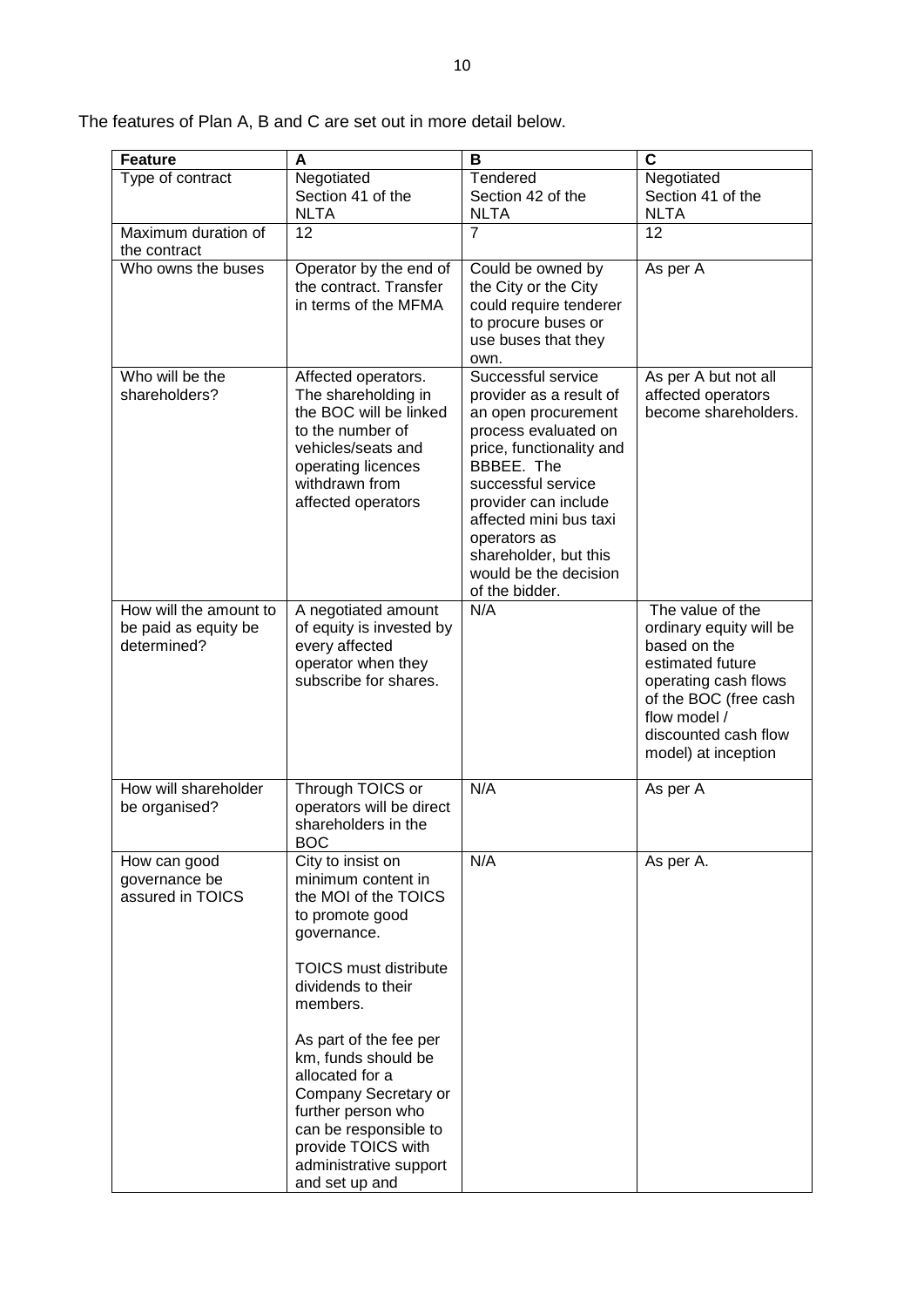The features of Plan A, B and C are set out in more detail below.

| Feature | A | B | C |
|---|---|---|---|
| Type of contract | Negotiated Section 41 of the NLTA | Tendered Section 42 of the NLTA | Negotiated Section 41 of the NLTA |
| Maximum duration of the contract | 12 | 7 | 12 |
| Who owns the buses | Operator by the end of the contract. Transfer in terms of the MFMA | Could be owned by the City or the City could require tenderer to procure buses or use buses that they own. | As per A |
| Who will be the shareholders? | Affected operators. The shareholding in the BOC will be linked to the number of vehicles/seats and operating licences withdrawn from affected operators | Successful service provider as a result of an open procurement process evaluated on price, functionality and BBBEE. The successful service provider can include affected mini bus taxi operators as shareholder, but this would be the decision of the bidder. | As per A but not all affected operators become shareholders. |
| How will the amount to be paid as equity be determined? | A negotiated amount of equity is invested by every affected operator when they subscribe for shares. | N/A | The value of the ordinary equity will be based on the estimated future operating cash flows of the BOC (free cash flow model / discounted cash flow model) at inception |
| How will shareholder be organised? | Through TOICS or operators will be direct shareholders in the BOC | N/A | As per A |
| How can good governance be assured in TOICS | City to insist on minimum content in the MOI of the TOICS to promote good governance.<br><br>TOICS must distribute dividends to their members.<br><br>As part of the fee per km, funds should be allocated for a Company Secretary or further person who can be responsible to provide TOICS with administrative support and set up and | N/A | As per A. |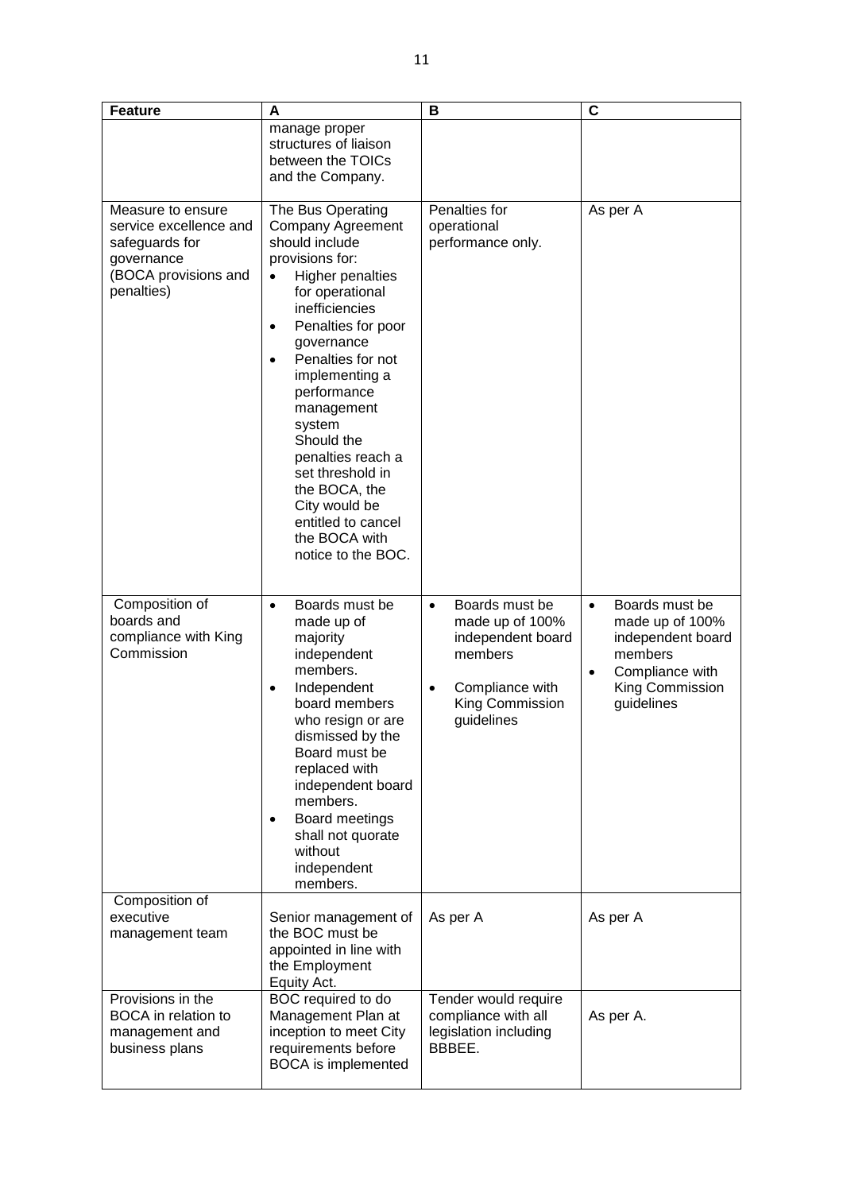| Feature | A | B | C |
|---|---|---|---|
| | manage proper structures of liaison between the TOICs and the Company. | | |
| Measure to ensure service excellence and safeguards for governance (BOCA provisions and penalties) | The Bus Operating Company Agreement should include provisions for: • Higher penalties for operational inefficiencies • Penalties for poor governance • Penalties for not implementing a performance management system Should the penalties reach a set threshold in the BOCA, the City would be entitled to cancel the BOCA with notice to the BOC. | Penalties for operational performance only. | As per A |
| Composition of boards and compliance with King Commission | • Boards must be made up of majority independent members. • Independent board members who resign or are dismissed by the Board must be replaced with independent board members. • Board meetings shall not quorate without independent members. | • Boards must be made up of 100% independent board members • Compliance with King Commission guidelines | • Boards must be made up of 100% independent board members • Compliance with King Commission guidelines |
| Composition of executive management team | Senior management of the BOC must be appointed in line with the Employment Equity Act. | As per A | As per A |
| Provisions in the BOCA in relation to management and business plans | BOC required to do Management Plan at inception to meet City requirements before BOCA is implemented | Tender would require compliance with all legislation including BBBEE. | As per A. |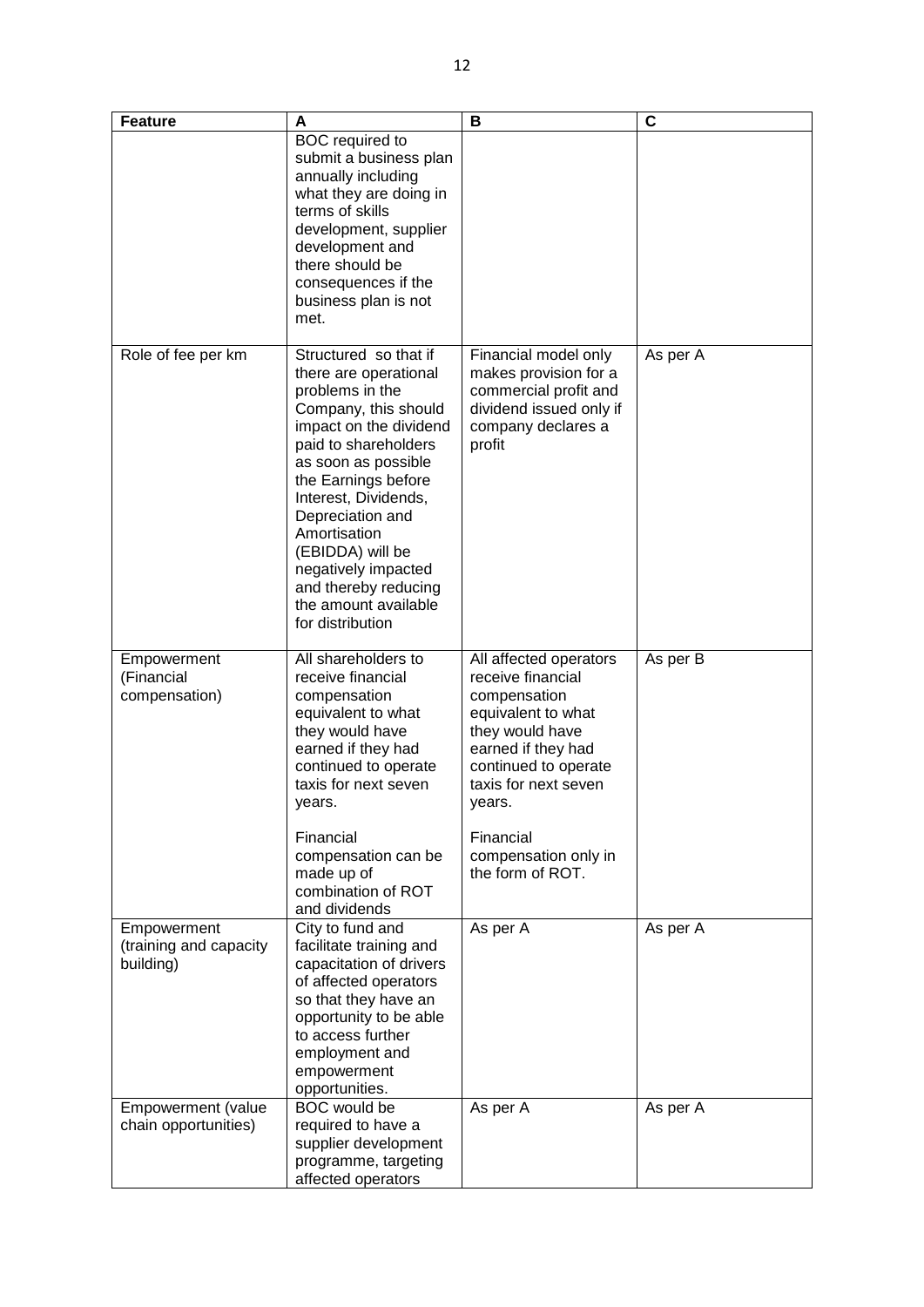| Feature | A | B | C |
|---|---|---|---|
| | BOC required to submit a business plan annually including what they are doing in terms of skills development, supplier development and there should be consequences if the business plan is not met. | | |
| Role of fee per km | Structured so that if there are operational problems in the Company, this should impact on the dividend paid to shareholders as soon as possible the Earnings before Interest, Dividends, Depreciation and Amortisation (EBIDDA) will be negatively impacted and thereby reducing the amount available for distribution | Financial model only makes provision for a commercial profit and dividend issued only if company declares a profit | As per A |
| Empowerment (Financial compensation) | All shareholders to receive financial compensation equivalent to what they would have earned if they had continued to operate taxis for next seven years.<br><br>Financial compensation can be made up of combination of ROT and dividends | All affected operators receive financial compensation equivalent to what they would have earned if they had continued to operate taxis for next seven years.<br><br>Financial compensation only in the form of ROT. | As per B |
| Empowerment (training and capacity building) | City to fund and facilitate training and capacitation of drivers of affected operators so that they have an opportunity to be able to access further employment and empowerment opportunities. | As per A | As per A |
| Empowerment (value chain opportunities) | BOC would be required to have a supplier development programme, targeting affected operators | As per A | As per A |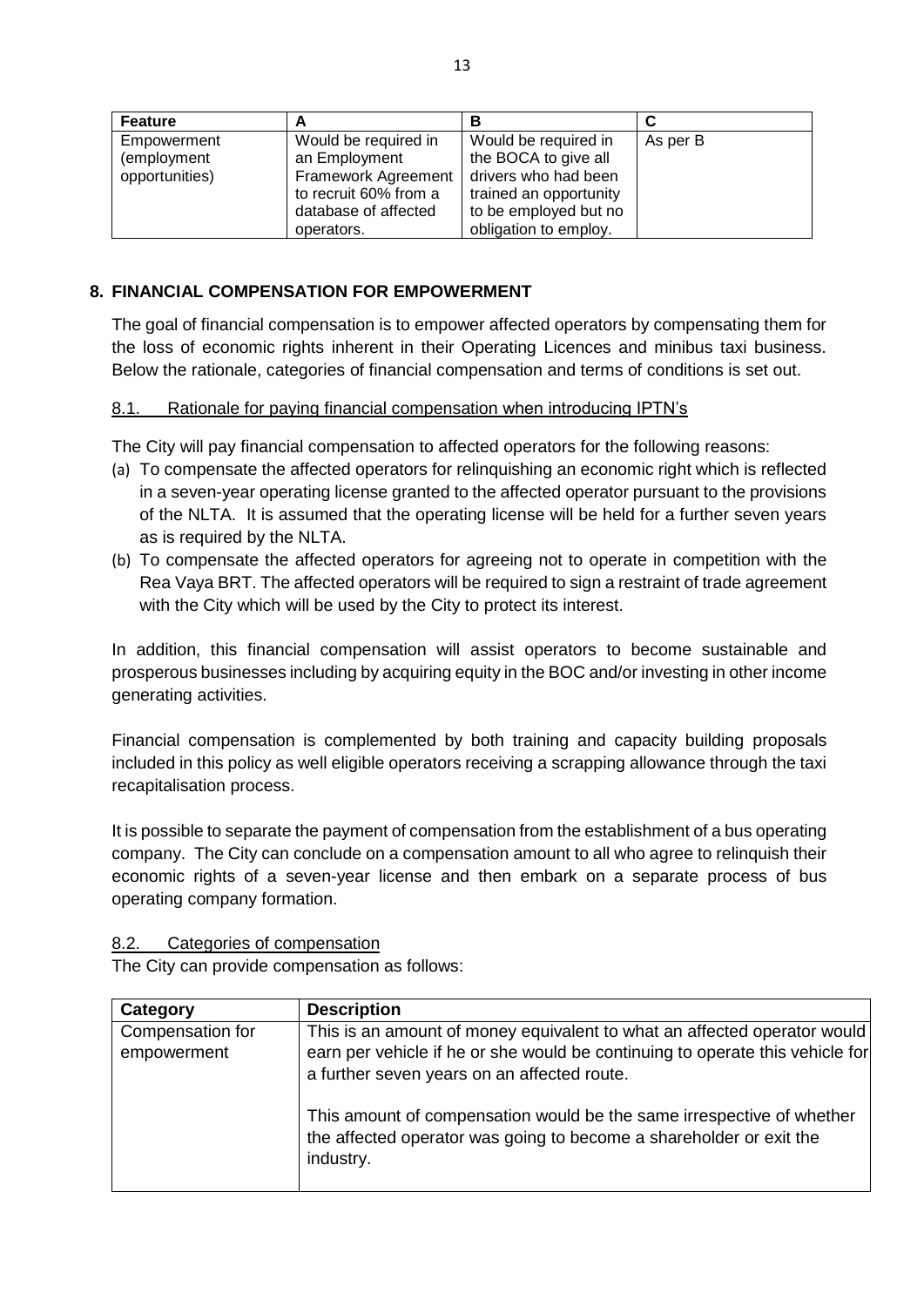| Feature | A | B | C |
|---|---|---|---|
| Empowerment (employment opportunities) | Would be required in an Employment Framework Agreement to recruit 60% from a database of affected operators. | Would be required in the BOCA to give all drivers who had been trained an opportunity to be employed but no obligation to employ. | As per B |

## 8. FINANCIAL COMPENSATION FOR EMPOWERMENT

The goal of financial compensation is to empower affected operators by compensating them for the loss of economic rights inherent in their Operating Licences and minibus taxi business. Below the rationale, categories of financial compensation and terms of conditions is set out.

### 8.1. Rationale for paying financial compensation when introducing IPTN's

The City will pay financial compensation to affected operators for the following reasons:

(a) To compensate the affected operators for relinquishing an economic right which is reflected in a seven-year operating license granted to the affected operator pursuant to the provisions of the NLTA. It is assumed that the operating license will be held for a further seven years as is required by the NLTA.

(b) To compensate the affected operators for agreeing not to operate in competition with the Rea Vaya BRT. The affected operators will be required to sign a restraint of trade agreement with the City which will be used by the City to protect its interest.

In addition, this financial compensation will assist operators to become sustainable and prosperous businesses including by acquiring equity in the BOC and/or investing in other income generating activities.

Financial compensation is complemented by both training and capacity building proposals included in this policy as well eligible operators receiving a scrapping allowance through the taxi recapitalisation process.

It is possible to separate the payment of compensation from the establishment of a bus operating company. The City can conclude on a compensation amount to all who agree to relinquish their economic rights of a seven-year license and then embark on a separate process of bus operating company formation.

### 8.2. Categories of compensation

The City can provide compensation as follows:

| Category | Description |
|---|---|
| Compensation for empowerment | This is an amount of money equivalent to what an affected operator would earn per vehicle if he or she would be continuing to operate this vehicle for a further seven years on an affected route.<br><br>This amount of compensation would be the same irrespective of whether the affected operator was going to become a shareholder or exit the industry. |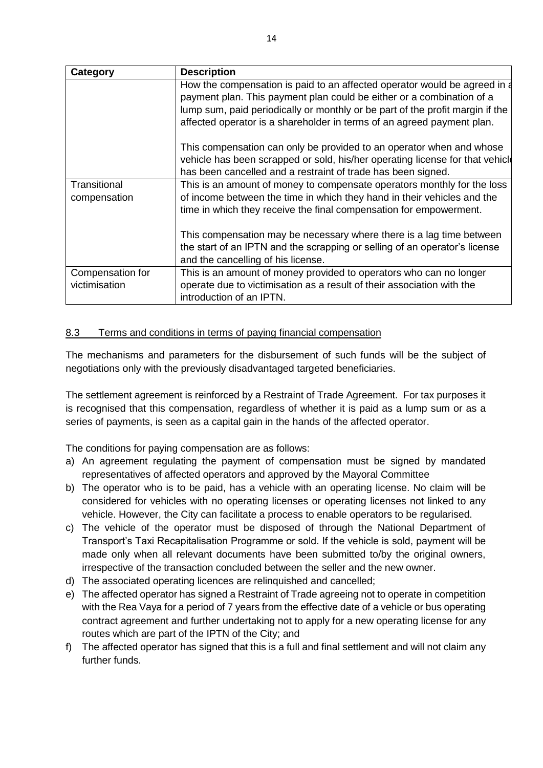| Category | Description |
| --- | --- |
| | How the compensation is paid to an affected operator would be agreed in a payment plan. This payment plan could be either or a combination of a lump sum, paid periodically or monthly or be part of the profit margin if the affected operator is a shareholder in terms of an agreed payment plan.<br><br>This compensation can only be provided to an operator when and whose vehicle has been scrapped or sold, his/her operating license for that vehicle has been cancelled and a restraint of trade has been signed. |
| Transitional compensation | This is an amount of money to compensate operators monthly for the loss of income between the time in which they hand in their vehicles and the time in which they receive the final compensation for empowerment.<br><br>This compensation may be necessary where there is a lag time between the start of an IPTN and the scrapping or selling of an operator's license and the cancelling of his license. |
| Compensation for victimisation | This is an amount of money provided to operators who can no longer operate due to victimisation as a result of their association with the introduction of an IPTN. |

### 8.3 Terms and conditions in terms of paying financial compensation

The mechanisms and parameters for the disbursement of such funds will be the subject of negotiations only with the previously disadvantaged targeted beneficiaries.

The settlement agreement is reinforced by a Restraint of Trade Agreement. For tax purposes it is recognised that this compensation, regardless of whether it is paid as a lump sum or as a series of payments, is seen as a capital gain in the hands of the affected operator.

The conditions for paying compensation are as follows:

a) An agreement regulating the payment of compensation must be signed by mandated representatives of affected operators and approved by the Mayoral Committee
b) The operator who is to be paid, has a vehicle with an operating license. No claim will be considered for vehicles with no operating licenses or operating licenses not linked to any vehicle. However, the City can facilitate a process to enable operators to be regularised.
c) The vehicle of the operator must be disposed of through the National Department of Transport's Taxi Recapitalisation Programme or sold. If the vehicle is sold, payment will be made only when all relevant documents have been submitted to/by the original owners, irrespective of the transaction concluded between the seller and the new owner.
d) The associated operating licences are relinquished and cancelled;
e) The affected operator has signed a Restraint of Trade agreeing not to operate in competition with the Rea Vaya for a period of 7 years from the effective date of a vehicle or bus operating contract agreement and further undertaking not to apply for a new operating license for any routes which are part of the IPTN of the City; and
f) The affected operator has signed that this is a full and final settlement and will not claim any further funds.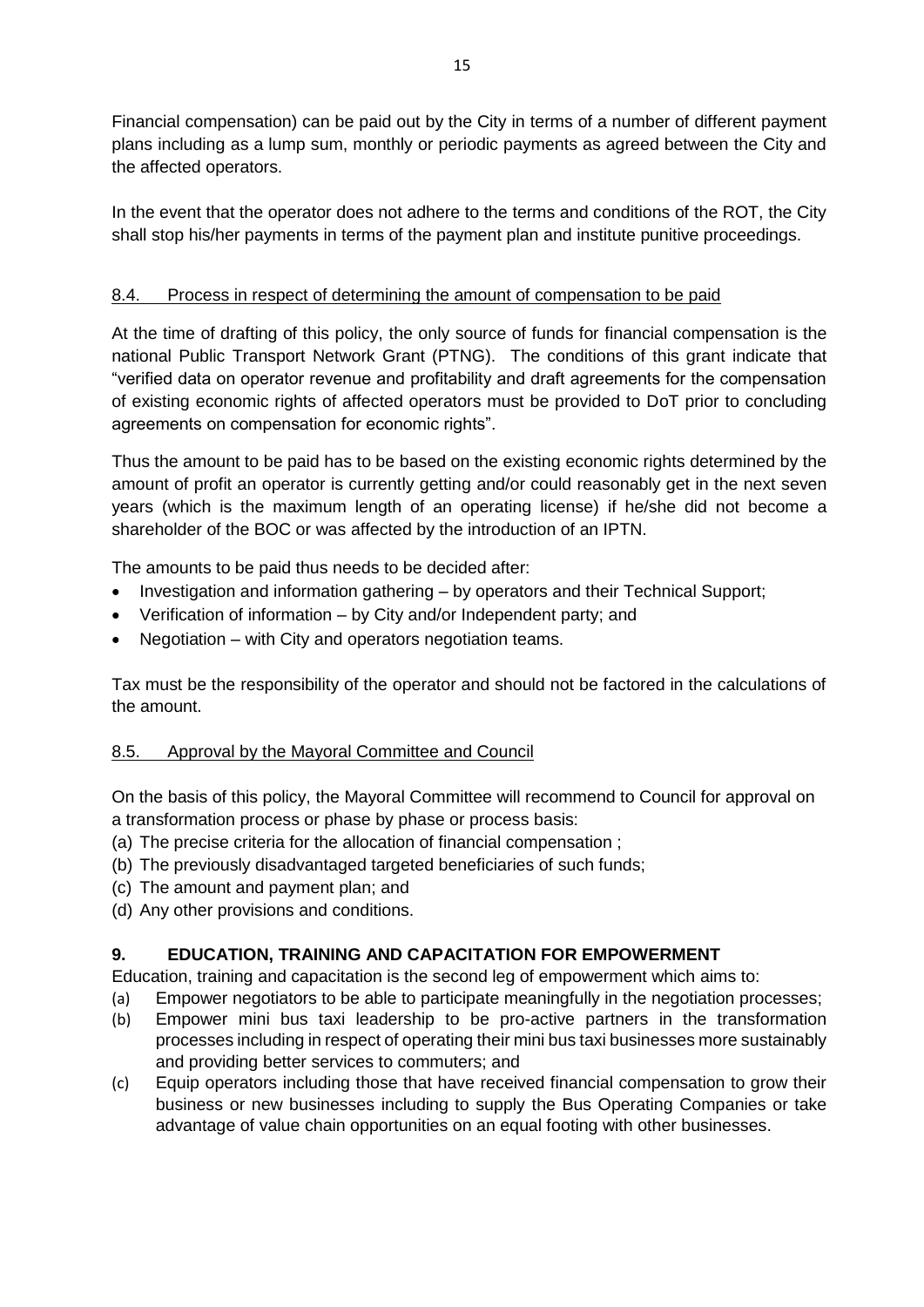Financial compensation) can be paid out by the City in terms of a number of different payment plans including as a lump sum, monthly or periodic payments as agreed between the City and the affected operators.

In the event that the operator does not adhere to the terms and conditions of the ROT, the City shall stop his/her payments in terms of the payment plan and institute punitive proceedings.

### 8.4. Process in respect of determining the amount of compensation to be paid

At the time of drafting of this policy, the only source of funds for financial compensation is the national Public Transport Network Grant (PTNG). The conditions of this grant indicate that "verified data on operator revenue and profitability and draft agreements for the compensation of existing economic rights of affected operators must be provided to DoT prior to concluding agreements on compensation for economic rights".

Thus the amount to be paid has to be based on the existing economic rights determined by the amount of profit an operator is currently getting and/or could reasonably get in the next seven years (which is the maximum length of an operating license) if he/she did not become a shareholder of the BOC or was affected by the introduction of an IPTN.

The amounts to be paid thus needs to be decided after:

- Investigation and information gathering – by operators and their Technical Support;
- Verification of information – by City and/or Independent party; and
- Negotiation – with City and operators negotiation teams.

Tax must be the responsibility of the operator and should not be factored in the calculations of the amount.

### 8.5. Approval by the Mayoral Committee and Council

On the basis of this policy, the Mayoral Committee will recommend to Council for approval on a transformation process or phase by phase or process basis:

(a) The precise criteria for the allocation of financial compensation ;
(b) The previously disadvantaged targeted beneficiaries of such funds;
(c) The amount and payment plan; and
(d) Any other provisions and conditions.

## 9. EDUCATION, TRAINING AND CAPACITATION FOR EMPOWERMENT

Education, training and capacitation is the second leg of empowerment which aims to:

(a) Empower negotiators to be able to participate meaningfully in the negotiation processes;
(b) Empower mini bus taxi leadership to be pro-active partners in the transformation processes including in respect of operating their mini bus taxi businesses more sustainably and providing better services to commuters; and
(c) Equip operators including those that have received financial compensation to grow their business or new businesses including to supply the Bus Operating Companies or take advantage of value chain opportunities on an equal footing with other businesses.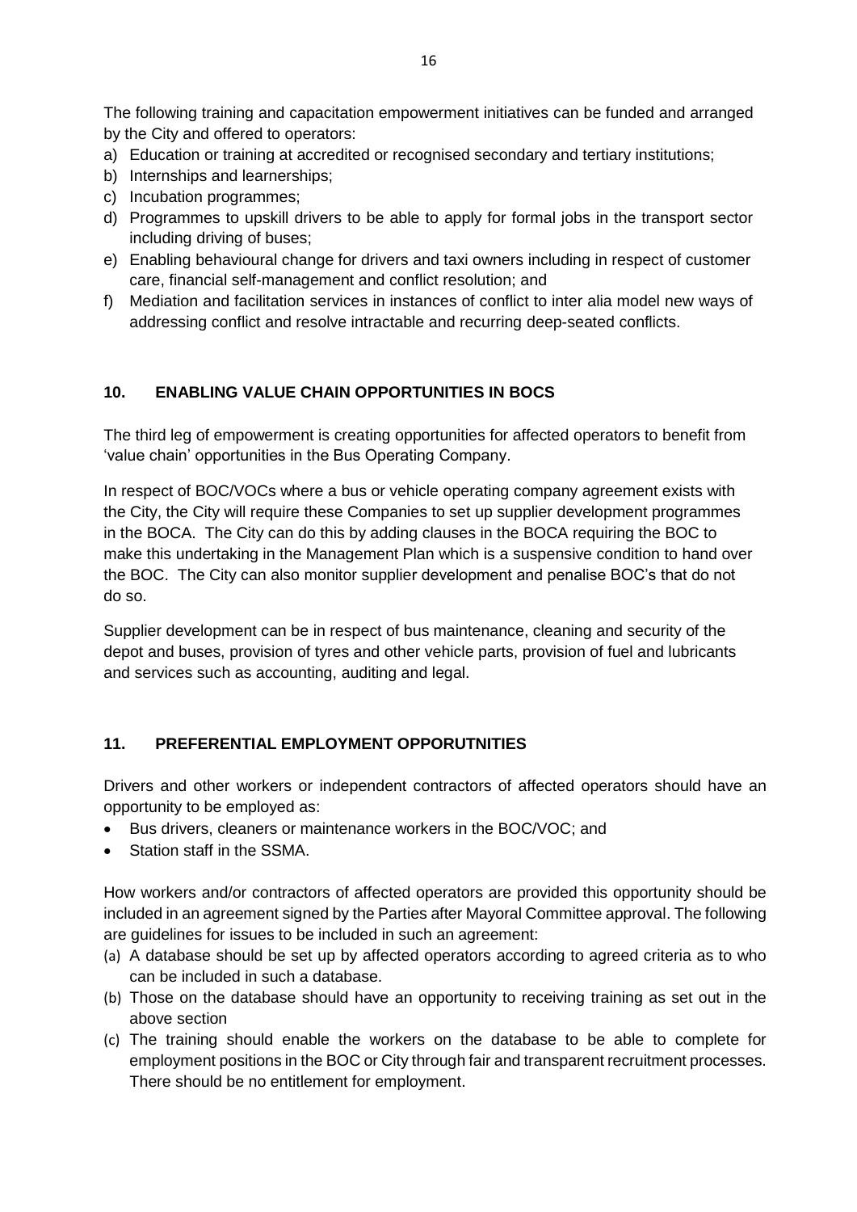The following training and capacitation empowerment initiatives can be funded and arranged by the City and offered to operators:

a) Education or training at accredited or recognised secondary and tertiary institutions;
b) Internships and learnerships;
c) Incubation programmes;
d) Programmes to upskill drivers to be able to apply for formal jobs in the transport sector including driving of buses;
e) Enabling behavioural change for drivers and taxi owners including in respect of customer care, financial self-management and conflict resolution; and
f) Mediation and facilitation services in instances of conflict to inter alia model new ways of addressing conflict and resolve intractable and recurring deep-seated conflicts.

## 10. ENABLING VALUE CHAIN OPPORTUNITIES IN BOCS

The third leg of empowerment is creating opportunities for affected operators to benefit from 'value chain' opportunities in the Bus Operating Company.

In respect of BOC/VOCs where a bus or vehicle operating company agreement exists with the City, the City will require these Companies to set up supplier development programmes in the BOCA. The City can do this by adding clauses in the BOCA requiring the BOC to make this undertaking in the Management Plan which is a suspensive condition to hand over the BOC. The City can also monitor supplier development and penalise BOC's that do not do so.

Supplier development can be in respect of bus maintenance, cleaning and security of the depot and buses, provision of tyres and other vehicle parts, provision of fuel and lubricants and services such as accounting, auditing and legal.

## 11. PREFERENTIAL EMPLOYMENT OPPORUTNITIES

Drivers and other workers or independent contractors of affected operators should have an opportunity to be employed as:

- Bus drivers, cleaners or maintenance workers in the BOC/VOC; and
- Station staff in the SSMA.

How workers and/or contractors of affected operators are provided this opportunity should be included in an agreement signed by the Parties after Mayoral Committee approval. The following are guidelines for issues to be included in such an agreement:

(a) A database should be set up by affected operators according to agreed criteria as to who can be included in such a database.
(b) Those on the database should have an opportunity to receiving training as set out in the above section
(c) The training should enable the workers on the database to be able to complete for employment positions in the BOC or City through fair and transparent recruitment processes. There should be no entitlement for employment.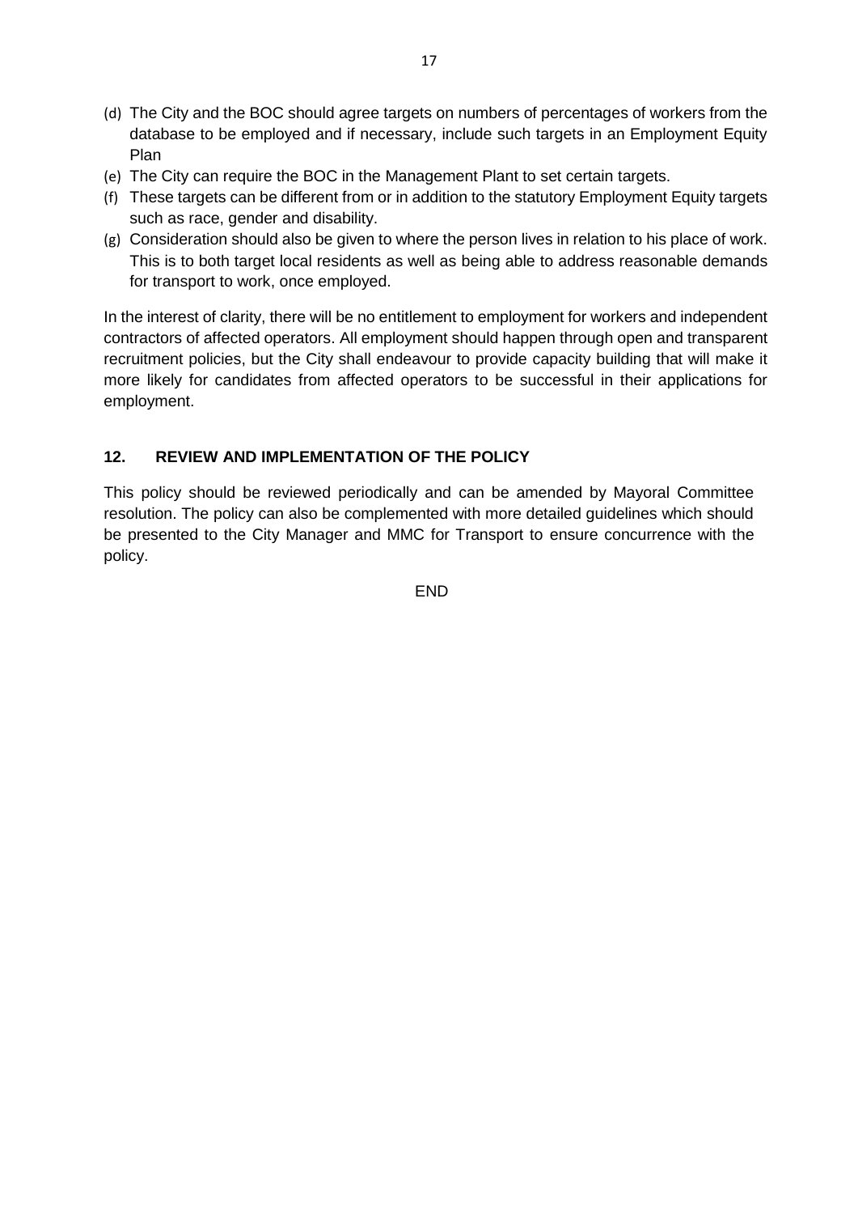(d) The City and the BOC should agree targets on numbers of percentages of workers from the database to be employed and if necessary, include such targets in an Employment Equity Plan

(e) The City can require the BOC in the Management Plant to set certain targets.

(f) These targets can be different from or in addition to the statutory Employment Equity targets such as race, gender and disability.

(g) Consideration should also be given to where the person lives in relation to his place of work. This is to both target local residents as well as being able to address reasonable demands for transport to work, once employed.

In the interest of clarity, there will be no entitlement to employment for workers and independent contractors of affected operators. All employment should happen through open and transparent recruitment policies, but the City shall endeavour to provide capacity building that will make it more likely for candidates from affected operators to be successful in their applications for employment.

## 12. REVIEW AND IMPLEMENTATION OF THE POLICY

This policy should be reviewed periodically and can be amended by Mayoral Committee resolution. The policy can also be complemented with more detailed guidelines which should be presented to the City Manager and MMC for Transport to ensure concurrence with the policy.

END